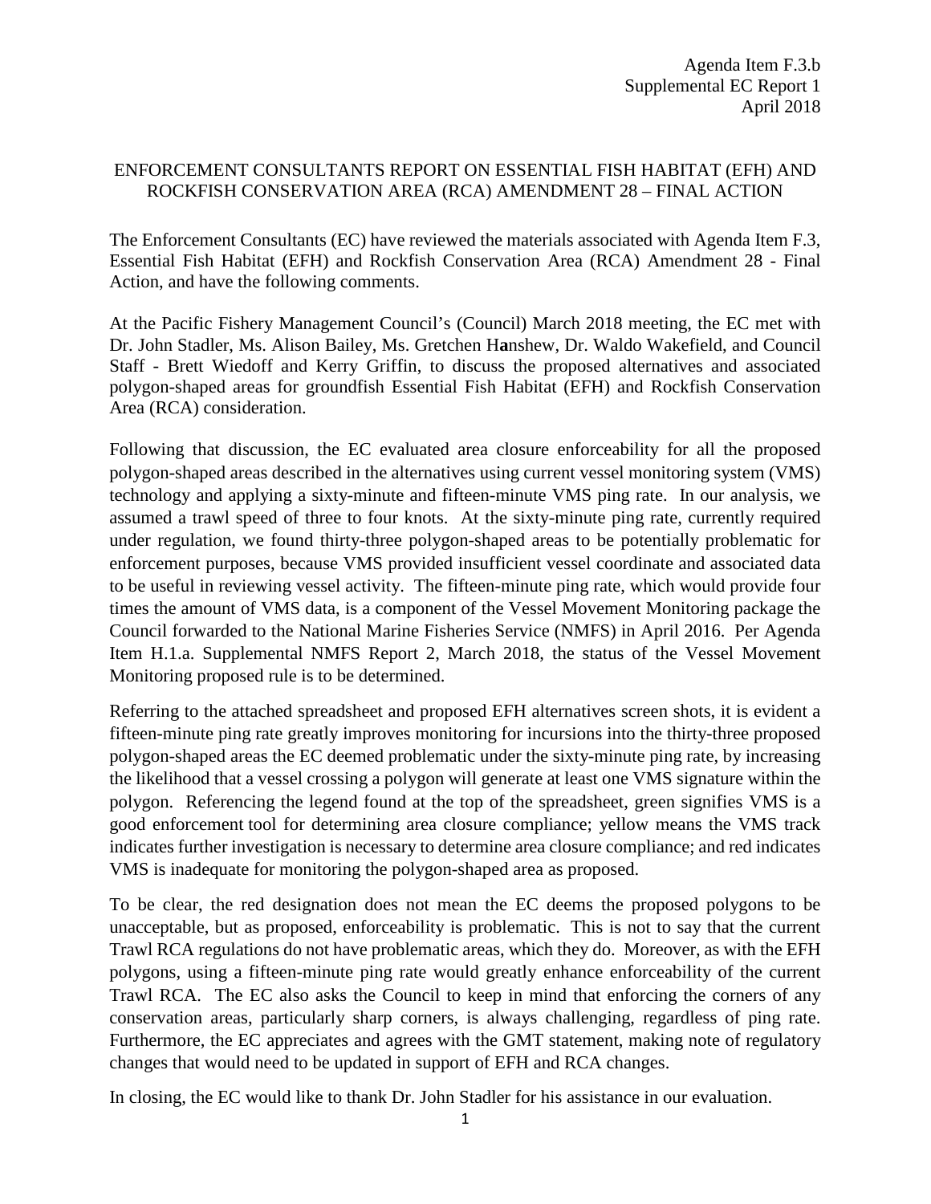Agenda Item F.3.b
Supplemental EC Report 1
April 2018

# ENFORCEMENT CONSULTANTS REPORT ON ESSENTIAL FISH HABITAT (EFH) AND ROCKFISH CONSERVATION AREA (RCA) AMENDMENT 28 – FINAL ACTION

The Enforcement Consultants (EC) have reviewed the materials associated with Agenda Item F.3, Essential Fish Habitat (EFH) and Rockfish Conservation Area (RCA) Amendment 28 - Final Action, and have the following comments.

At the Pacific Fishery Management Council's (Council) March 2018 meeting, the EC met with Dr. John Stadler, Ms. Alison Bailey, Ms. Gretchen H**a**nshew, Dr. Waldo Wakefield, and Council Staff - Brett Wiedoff and Kerry Griffin, to discuss the proposed alternatives and associated polygon-shaped areas for groundfish Essential Fish Habitat (EFH) and Rockfish Conservation Area (RCA) consideration.

Following that discussion, the EC evaluated area closure enforceability for all the proposed polygon-shaped areas described in the alternatives using current vessel monitoring system (VMS) technology and applying a sixty-minute and fifteen-minute VMS ping rate. In our analysis, we assumed a trawl speed of three to four knots. At the sixty-minute ping rate, currently required under regulation, we found thirty-three polygon-shaped areas to be potentially problematic for enforcement purposes, because VMS provided insufficient vessel coordinate and associated data to be useful in reviewing vessel activity. The fifteen-minute ping rate, which would provide four times the amount of VMS data, is a component of the Vessel Movement Monitoring package the Council forwarded to the National Marine Fisheries Service (NMFS) in April 2016. Per Agenda Item H.1.a. Supplemental NMFS Report 2, March 2018, the status of the Vessel Movement Monitoring proposed rule is to be determined.

Referring to the attached spreadsheet and proposed EFH alternatives screen shots, it is evident a fifteen-minute ping rate greatly improves monitoring for incursions into the thirty-three proposed polygon-shaped areas the EC deemed problematic under the sixty-minute ping rate, by increasing the likelihood that a vessel crossing a polygon will generate at least one VMS signature within the polygon. Referencing the legend found at the top of the spreadsheet, green signifies VMS is a good enforcement tool for determining area closure compliance; yellow means the VMS track indicates further investigation is necessary to determine area closure compliance; and red indicates VMS is inadequate for monitoring the polygon-shaped area as proposed.

To be clear, the red designation does not mean the EC deems the proposed polygons to be unacceptable, but as proposed, enforceability is problematic. This is not to say that the current Trawl RCA regulations do not have problematic areas, which they do. Moreover, as with the EFH polygons, using a fifteen-minute ping rate would greatly enhance enforceability of the current Trawl RCA. The EC also asks the Council to keep in mind that enforcing the corners of any conservation areas, particularly sharp corners, is always challenging, regardless of ping rate. Furthermore, the EC appreciates and agrees with the GMT statement, making note of regulatory changes that would need to be updated in support of EFH and RCA changes.

In closing, the EC would like to thank Dr. John Stadler for his assistance in our evaluation.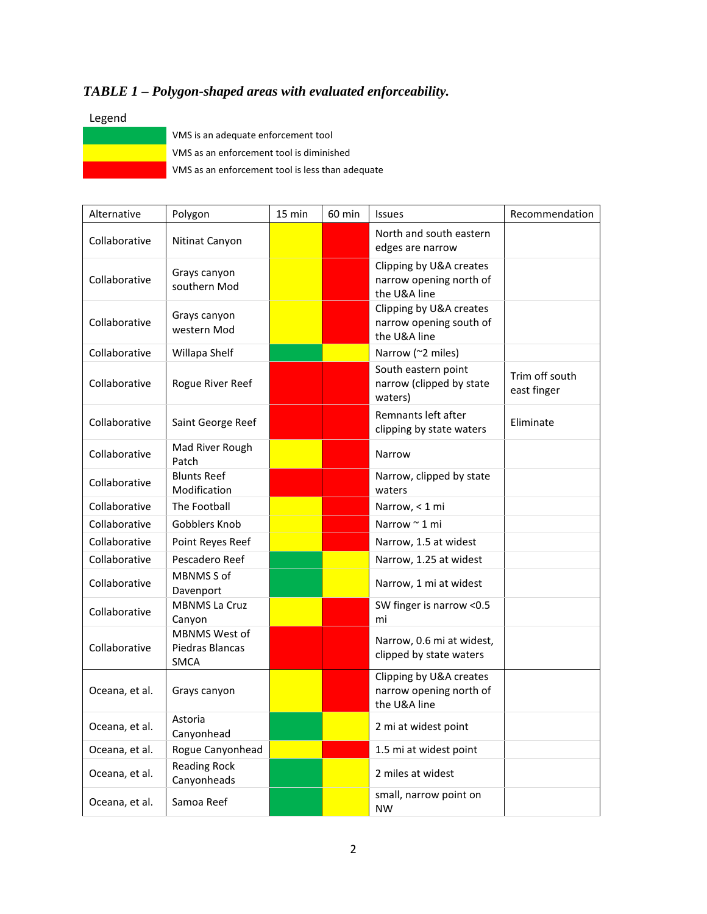*TABLE 1 – Polygon-shaped areas with evaluated enforceability.*

Legend

| Color | Meaning |
|---|---|
| Green | VMS is an adequate enforcement tool |
| Yellow | VMS as an enforcement tool is diminished |
| Red | VMS as an enforcement tool is less than adequate |

| Alternative | Polygon | 15 min | 60 min | Issues | Recommendation |
|---|---|---|---|---|---|
| Collaborative | Nitinat Canyon | Yellow | Red | North and south eastern edges are narrow | |
| Collaborative | Grays canyon southern Mod | Yellow | Red | Clipping by U&A creates narrow opening north of the U&A line | |
| Collaborative | Grays canyon western Mod | Yellow | Red | Clipping by U&A creates narrow opening south of the U&A line | |
| Collaborative | Willapa Shelf | Green | Yellow | Narrow (~2 miles) | |
| Collaborative | Rogue River Reef | Red | Red | South eastern point narrow (clipped by state waters) | Trim off south east finger |
| Collaborative | Saint George Reef | Red | Red | Remnants left after clipping by state waters | Eliminate |
| Collaborative | Mad River Rough Patch | Yellow | Red | Narrow | |
| Collaborative | Blunts Reef Modification | Red | Red | Narrow, clipped by state waters | |
| Collaborative | The Football | Yellow | Red | Narrow, < 1 mi | |
| Collaborative | Gobblers Knob | Yellow | Red | Narrow ~ 1 mi | |
| Collaborative | Point Reyes Reef | Yellow | Red | Narrow, 1.5 at widest | |
| Collaborative | Pescadero Reef | Green | Yellow | Narrow, 1.25 at widest | |
| Collaborative | MBNMS S of Davenport | Green | Yellow | Narrow, 1 mi at widest | |
| Collaborative | MBNMS La Cruz Canyon | Yellow | Red | SW finger is narrow <0.5 mi | |
| Collaborative | MBNMS West of Piedras Blancas SMCA | Red | Red | Narrow, 0.6 mi at widest, clipped by state waters | |
| Oceana, et al. | Grays canyon | Yellow | Red | Clipping by U&A creates narrow opening north of the U&A line | |
| Oceana, et al. | Astoria Canyonhead | Green | Yellow | 2 mi at widest point | |
| Oceana, et al. | Rogue Canyonhead | Yellow | Red | 1.5 mi at widest point | |
| Oceana, et al. | Reading Rock Canyonheads | Green | Yellow | 2 miles at widest | |
| Oceana, et al. | Samoa Reef | Green | Yellow | small, narrow point on NW | |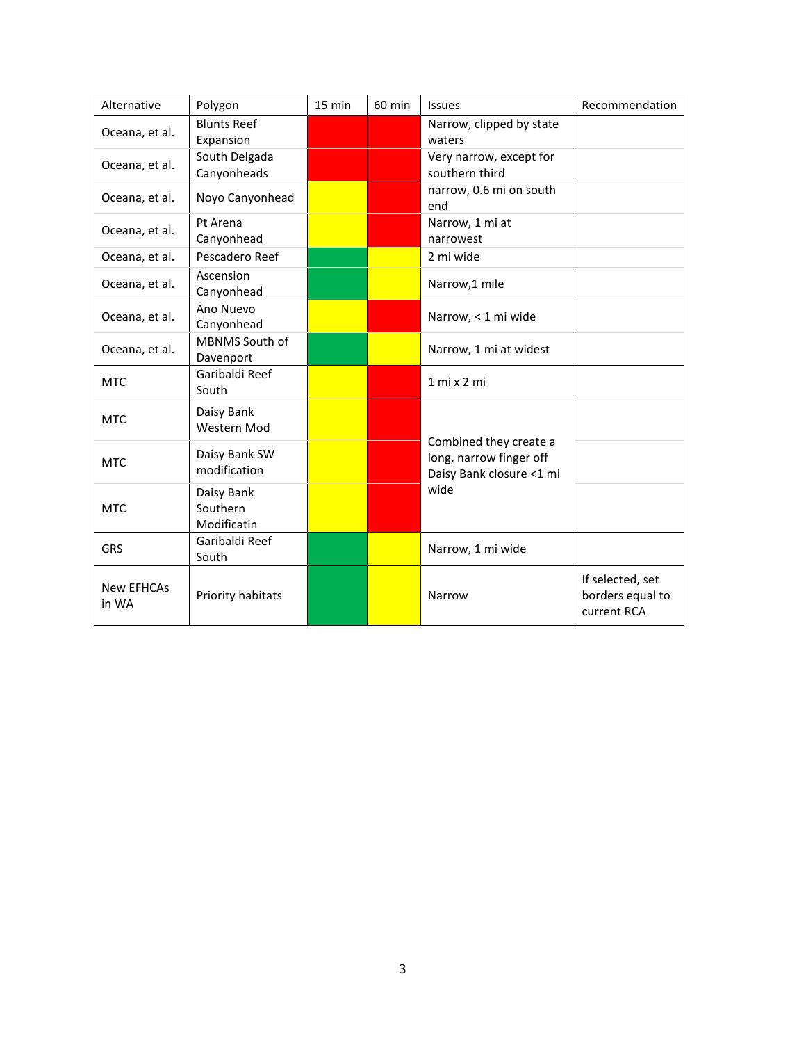| Alternative | Polygon | 15 min | 60 min | Issues | Recommendation |
|---|---|---|---|---|---|
| Oceana, et al. | Blunts Reef Expansion | Red | Red | Narrow, clipped by state waters | |
| Oceana, et al. | South Delgada Canyonheads | Red | Red | Very narrow, except for southern third | |
| Oceana, et al. | Noyo Canyonhead | Yellow | Red | narrow, 0.6 mi on south end | |
| Oceana, et al. | Pt Arena Canyonhead | Yellow | Red | Narrow, 1 mi at narrowest | |
| Oceana, et al. | Pescadero Reef | Green | Yellow | 2 mi wide | |
| Oceana, et al. | Ascension Canyonhead | Green | Yellow | Narrow,1 mile | |
| Oceana, et al. | Ano Nuevo Canyonhead | Yellow | Red | Narrow, < 1 mi wide | |
| Oceana, et al. | MBNMS South of Davenport | Green | Yellow | Narrow, 1 mi at widest | |
| MTC | Garibaldi Reef South | Yellow | Red | 1 mi x 2 mi | |
| MTC | Daisy Bank Western Mod | Yellow | Red | Combined they create a long, narrow finger off Daisy Bank closure <1 mi wide | |
| MTC | Daisy Bank SW modification | Yellow | Red | | |
| MTC | Daisy Bank Southern Modificatin | Yellow | Red | | |
| GRS | Garibaldi Reef South | Green | Yellow | Narrow, 1 mi wide | |
| New EFHCAs in WA | Priority habitats | Green | Yellow | Narrow | If selected, set borders equal to current RCA |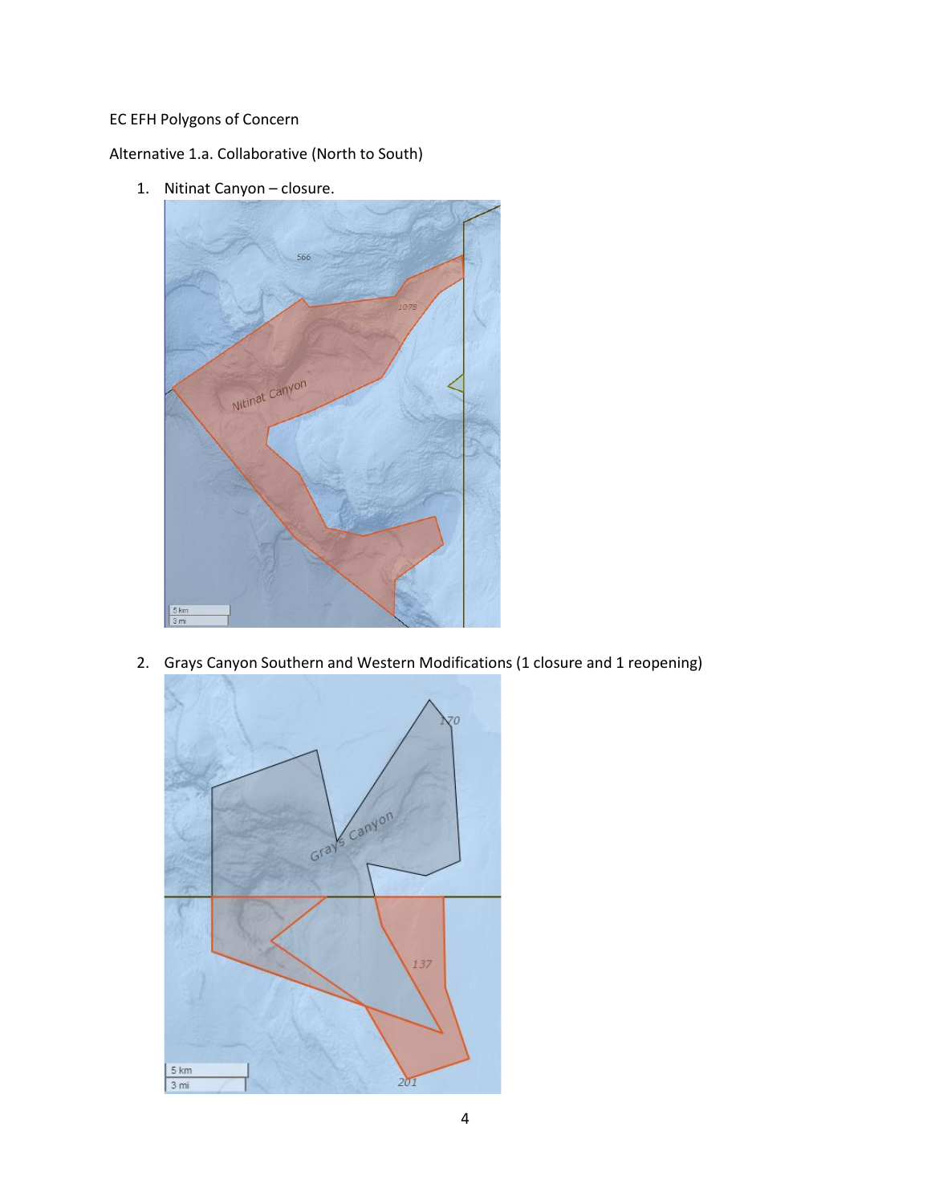EC EFH Polygons of Concern

Alternative 1.a. Collaborative (North to South)

1. Nitinat Canyon – closure.

2. Grays Canyon Southern and Western Modifications (1 closure and 1 reopening)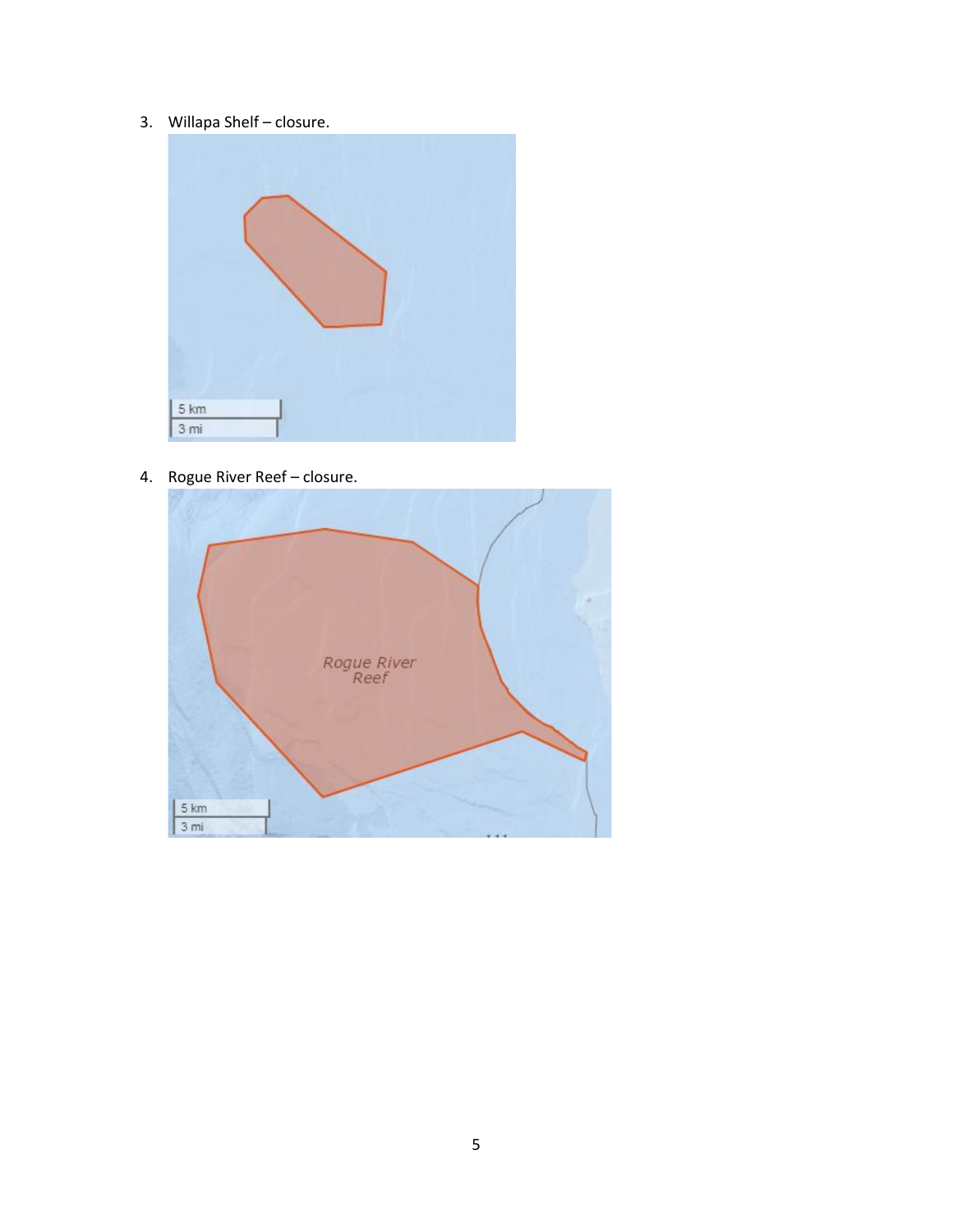3. Willapa Shelf – closure.

4. Rogue River Reef – closure.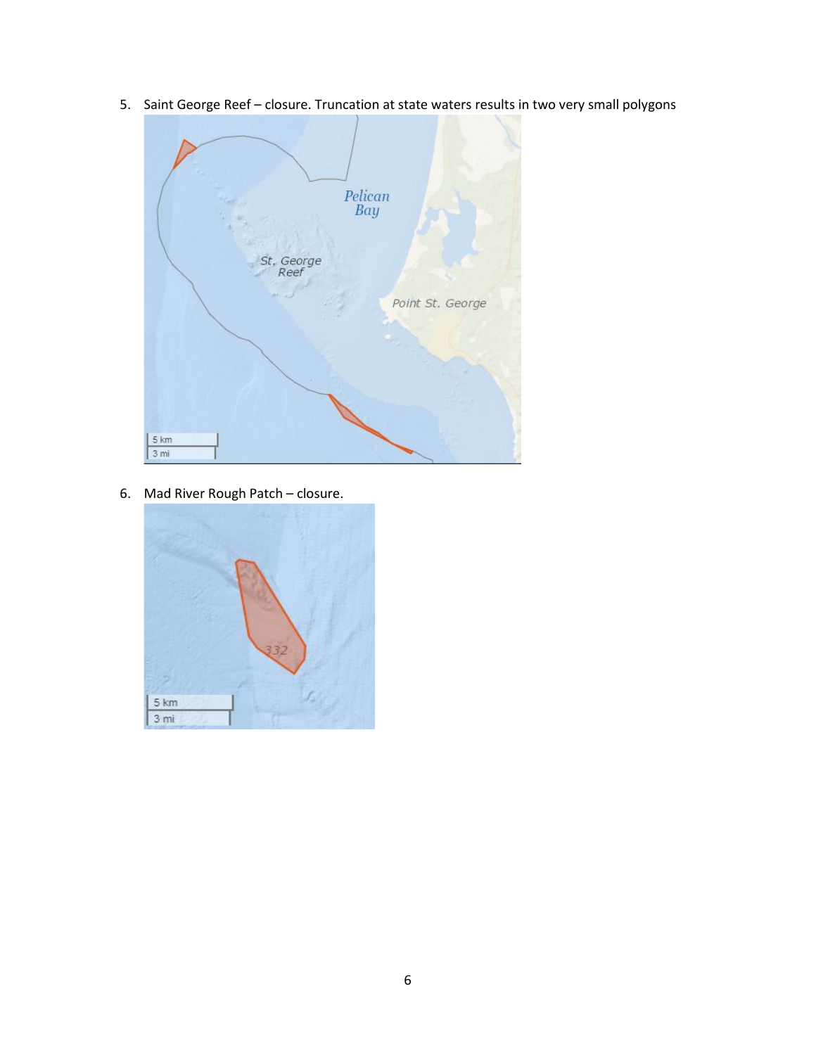5. Saint George Reef – closure. Truncation at state waters results in two very small polygons

6. Mad River Rough Patch – closure.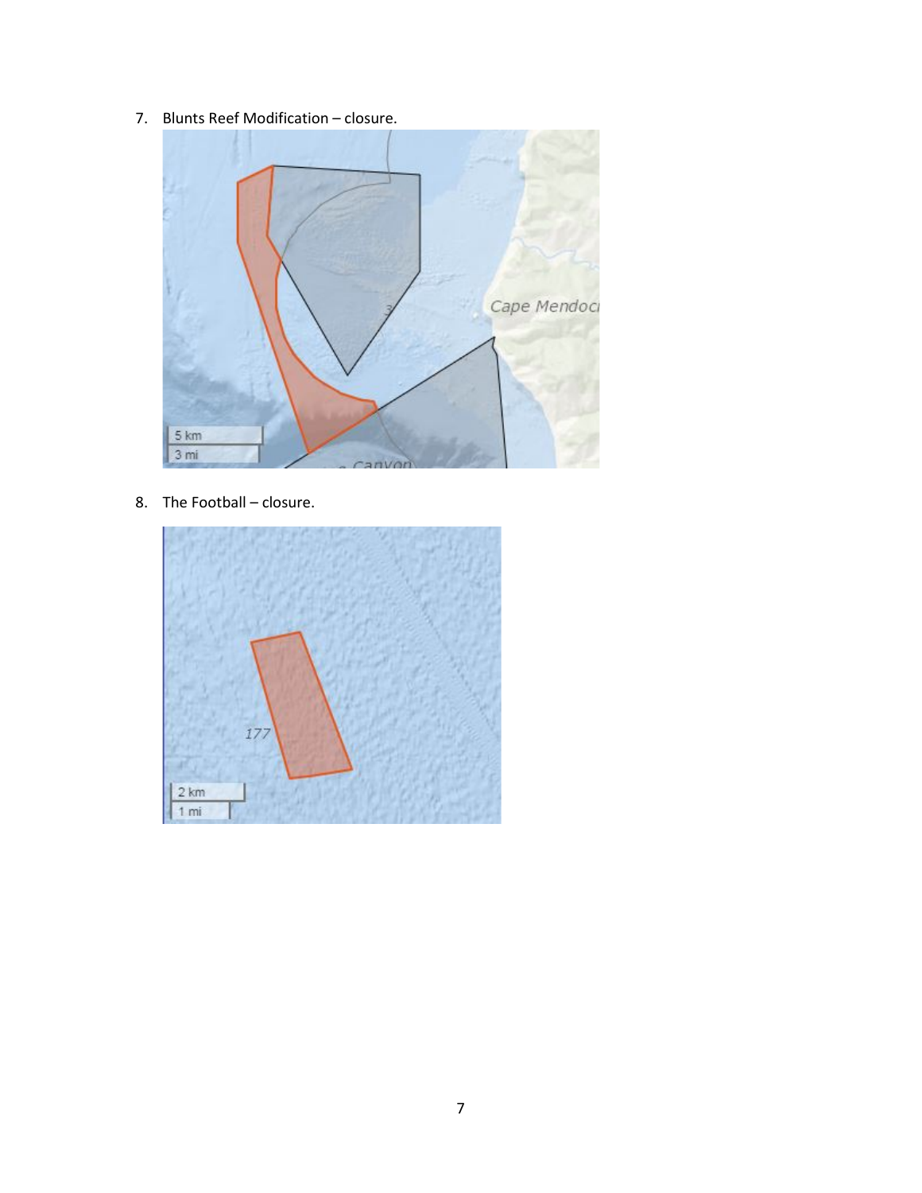7. Blunts Reef Modification – closure.

8. The Football – closure.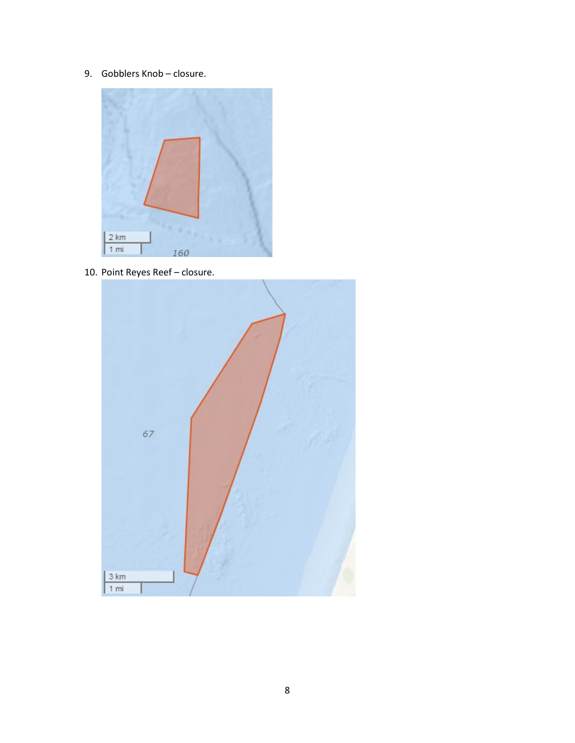9. Gobblers Knob – closure.

10. Point Reyes Reef – closure.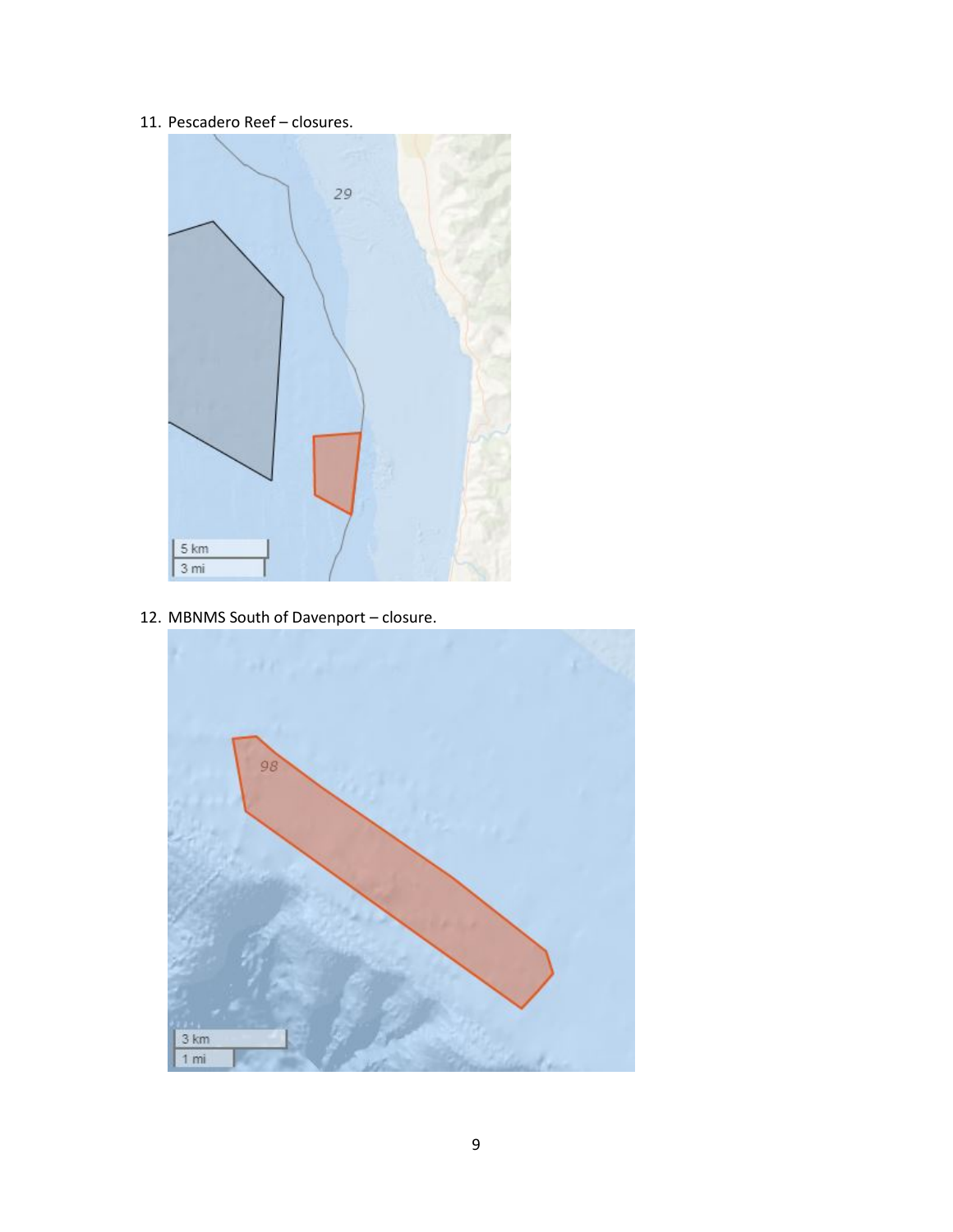11. Pescadero Reef – closures.

12. MBNMS South of Davenport – closure.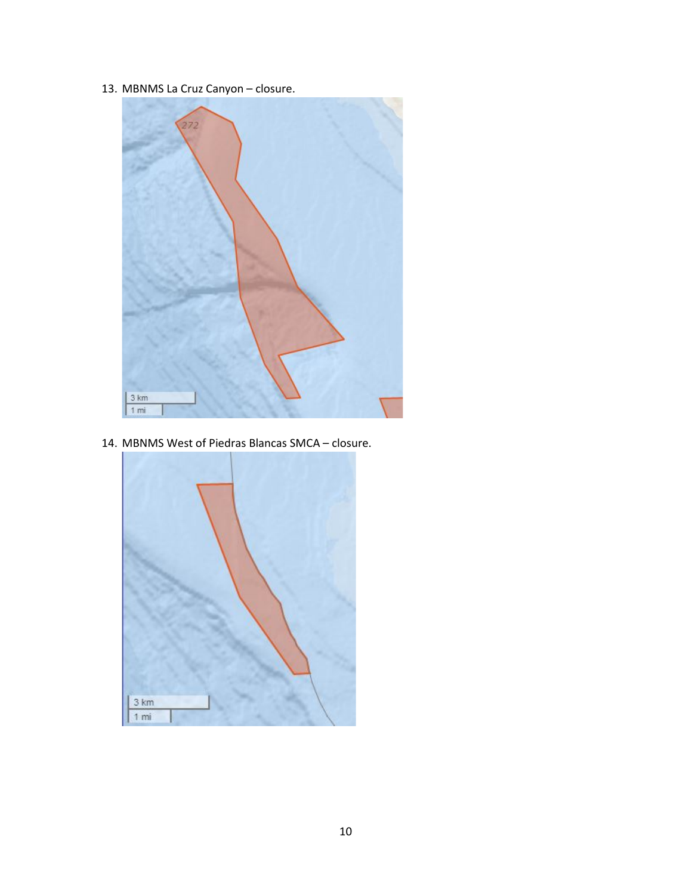13. MBNMS La Cruz Canyon – closure.

14. MBNMS West of Piedras Blancas SMCA – closure.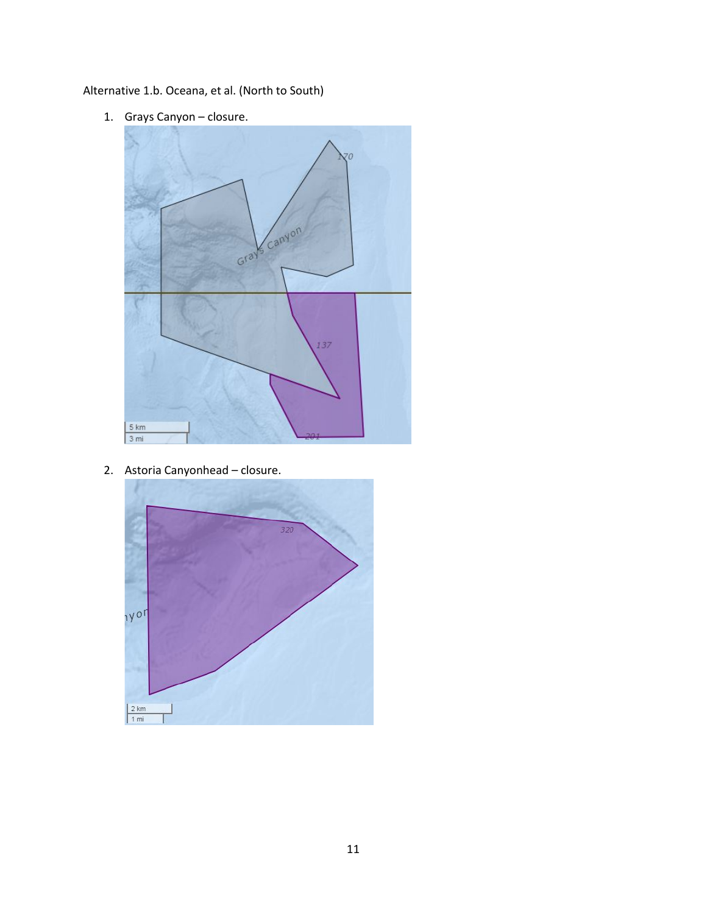Alternative 1.b. Oceana, et al. (North to South)

1. Grays Canyon – closure.

2. Astoria Canyonhead – closure.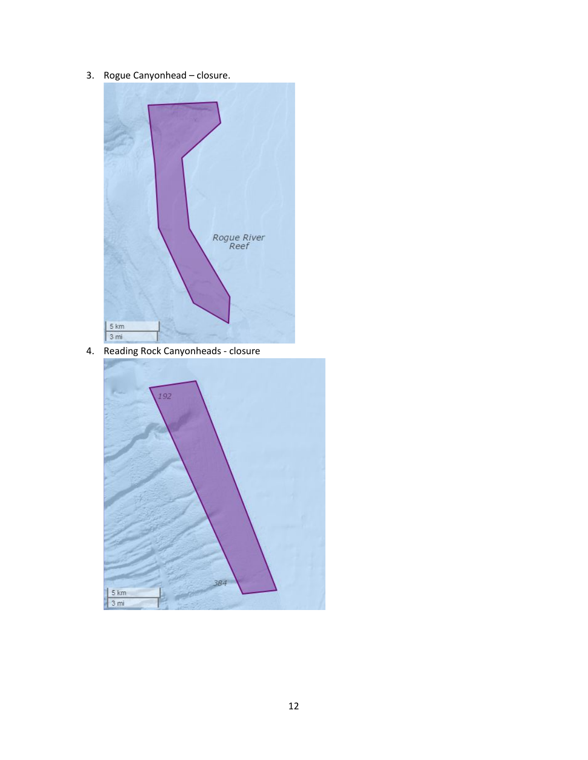3. Rogue Canyonhead – closure.

4. Reading Rock Canyonheads - closure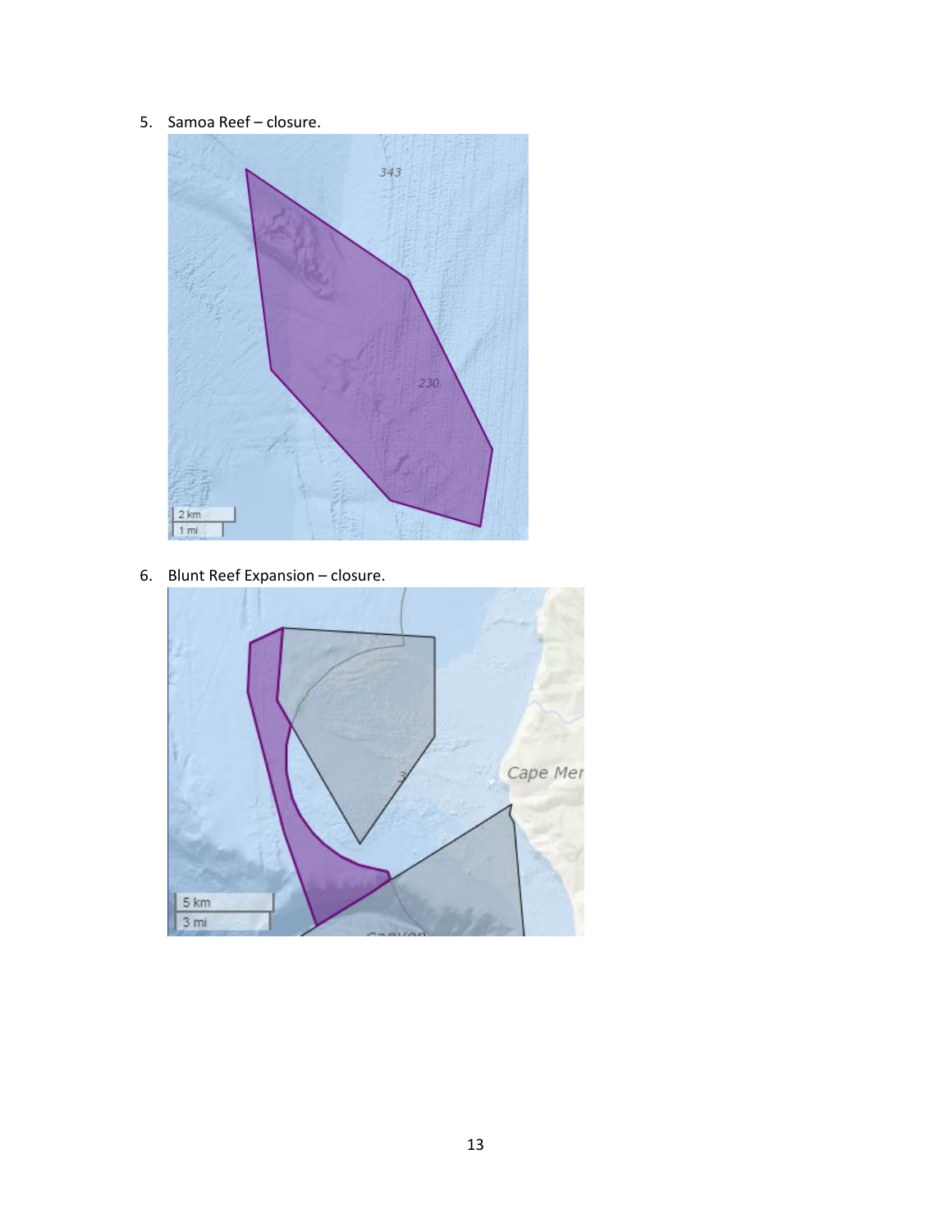5. Samoa Reef – closure.

6. Blunt Reef Expansion – closure.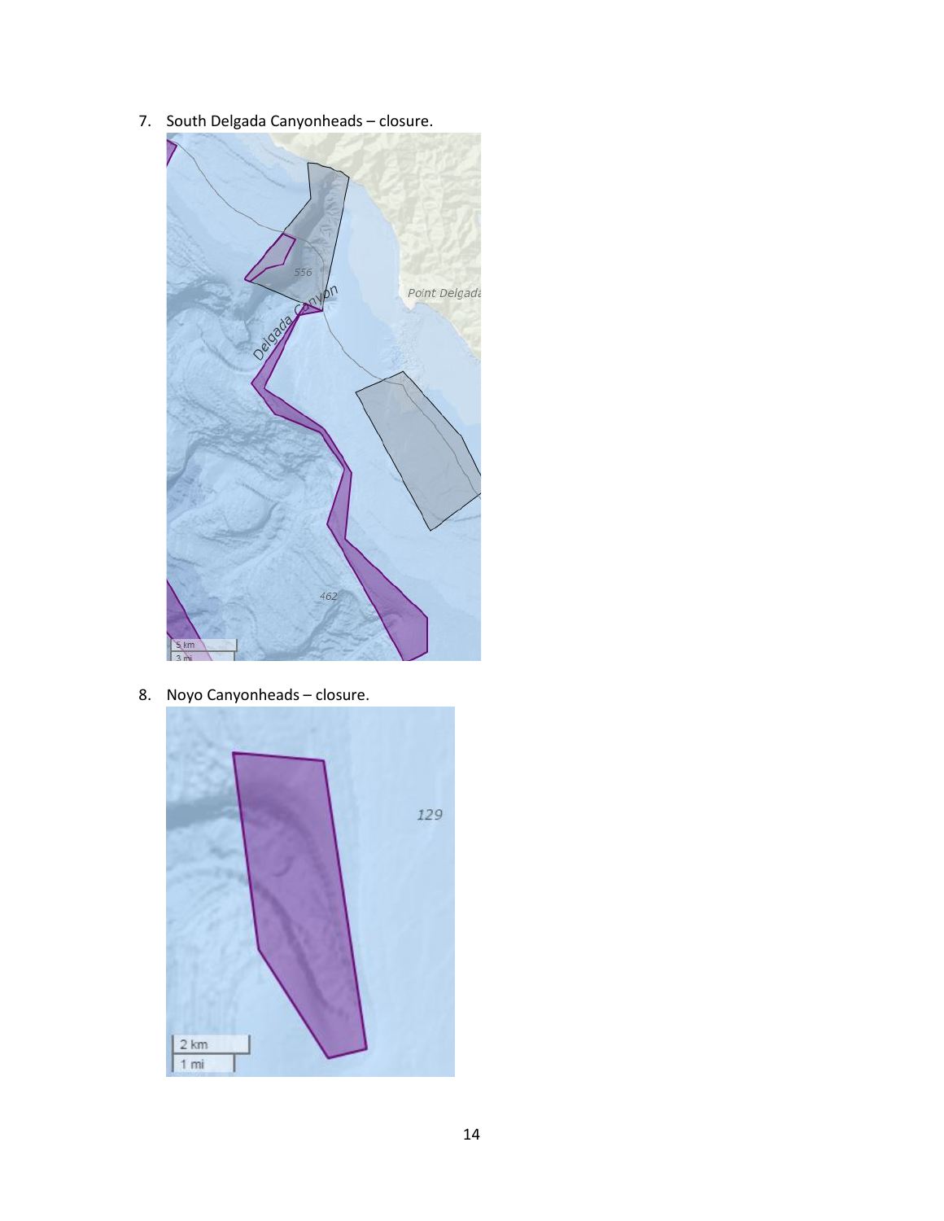7. South Delgada Canyonheads – closure.

8. Noyo Canyonheads – closure.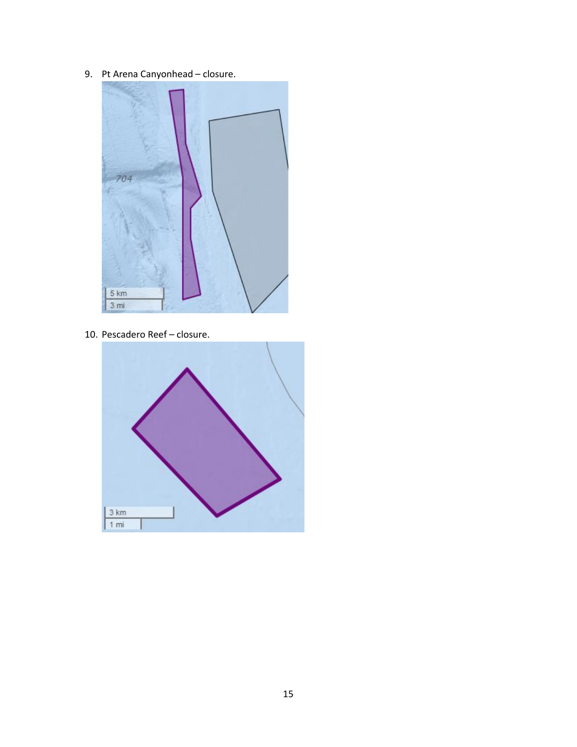9. Pt Arena Canyonhead – closure.

10. Pescadero Reef – closure.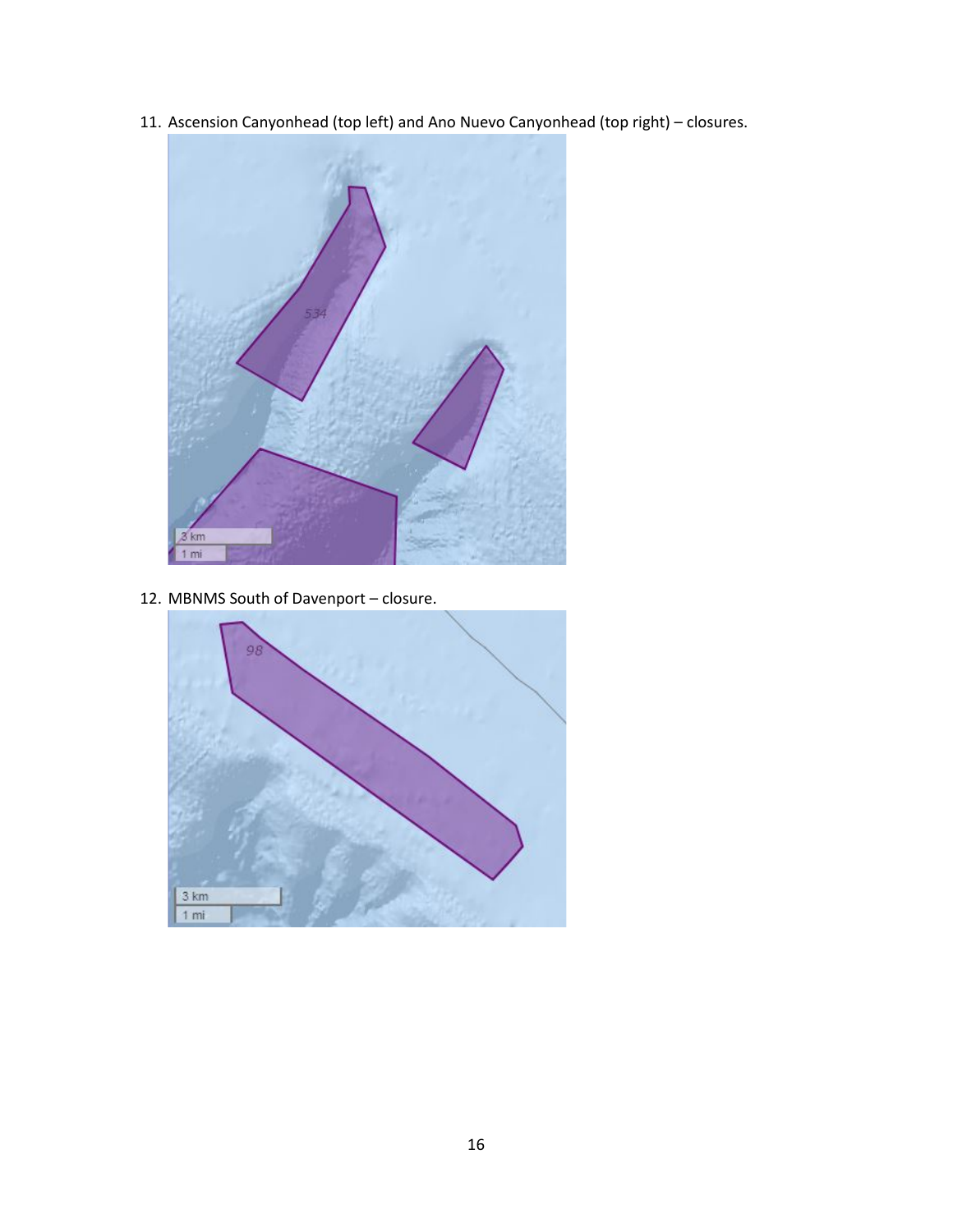11. Ascension Canyonhead (top left) and Ano Nuevo Canyonhead (top right) – closures.

12. MBNMS South of Davenport – closure.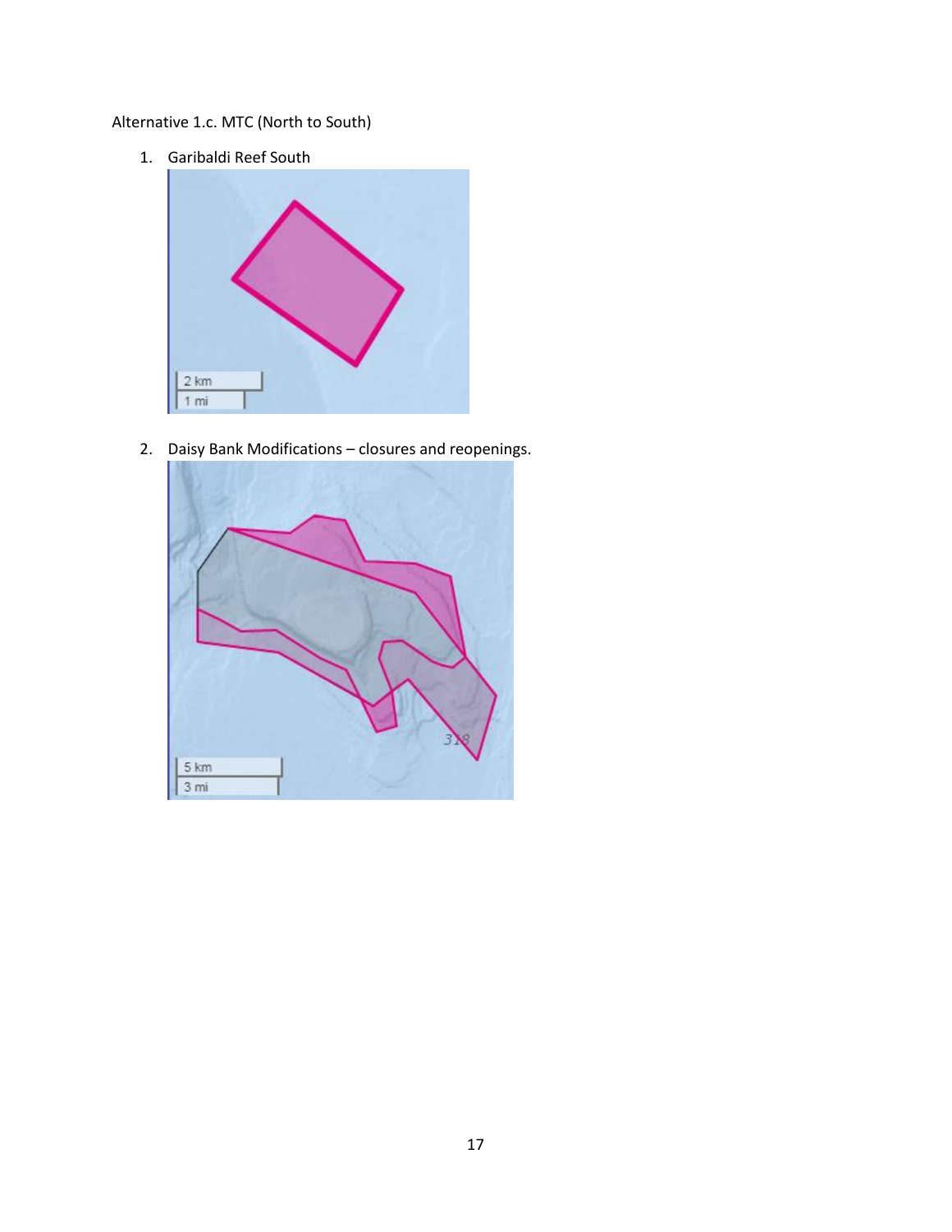Alternative 1.c. MTC (North to South)

1. Garibaldi Reef South

2. Daisy Bank Modifications – closures and reopenings.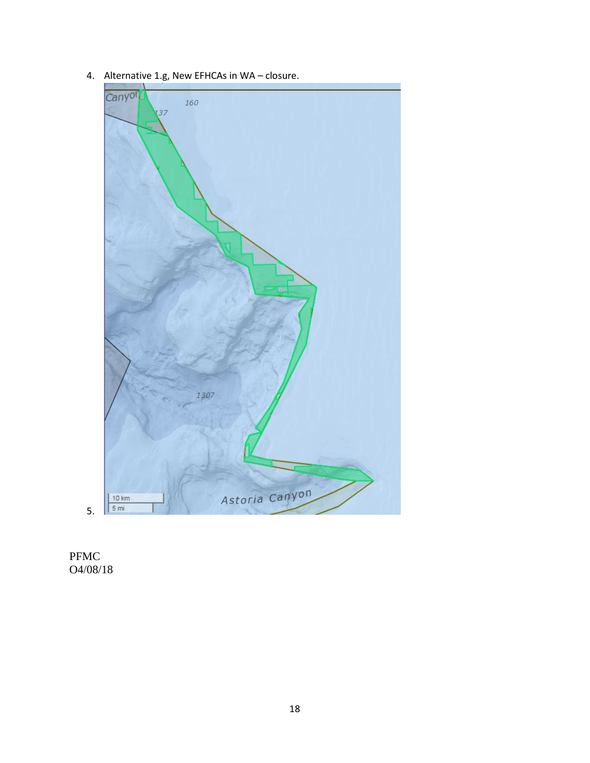4. Alternative 1.g, New EFHCAs in WA – closure.

Canyon
160
137
1307
Astoria Canyon
10 km
5 mi

5.

PFMC
O4/08/18